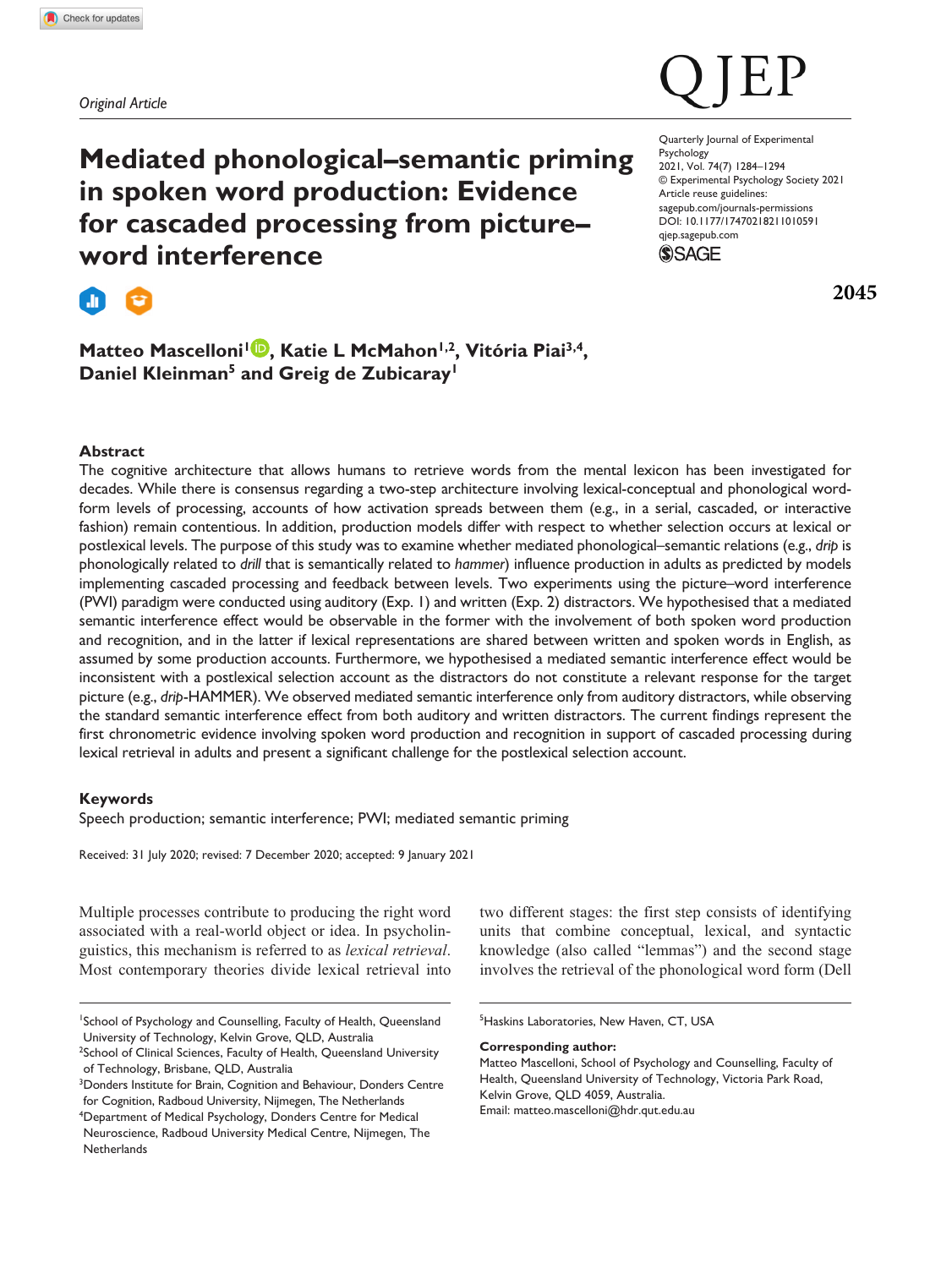*Original Article*

# Mediated phonological–semantic priming in spoken word production: Evidence for cascaded processing from picture–word interference

**Matteo Mascelloni[1], Katie L McMahon[1,2], Vitória Piai[3,4], Daniel Kleinman[5] and Greig de Zubicaray[1]**

Quarterly Journal of Experimental Psychology
2021, Vol. 74(7) 1284–1294
© Experimental Psychology Society 2021
Article reuse guidelines:
sagepub.com/journals-permissions
DOI: 10.1177/17470218211010591
qjep.sagepub.com

## Abstract

The cognitive architecture that allows humans to retrieve words from the mental lexicon has been investigated for decades. While there is consensus regarding a two-step architecture involving lexical-conceptual and phonological word-form levels of processing, accounts of how activation spreads between them (e.g., in a serial, cascaded, or interactive fashion) remain contentious. In addition, production models differ with respect to whether selection occurs at lexical or postlexical levels. The purpose of this study was to examine whether mediated phonological–semantic relations (e.g., *drip* is phonologically related to *drill* that is semantically related to *hammer*) influence production in adults as predicted by models implementing cascaded processing and feedback between levels. Two experiments using the picture–word interference (PWI) paradigm were conducted using auditory (Exp. 1) and written (Exp. 2) distractors. We hypothesised that a mediated semantic interference effect would be observable in the former with the involvement of both spoken word production and recognition, and in the latter if lexical representations are shared between written and spoken words in English, as assumed by some production accounts. Furthermore, we hypothesised a mediated semantic interference effect would be inconsistent with a postlexical selection account as the distractors do not constitute a relevant response for the target picture (e.g., *drip*-HAMMER). We observed mediated semantic interference only from auditory distractors, while observing the standard semantic interference effect from both auditory and written distractors. The current findings represent the first chronometric evidence involving spoken word production and recognition in support of cascaded processing during lexical retrieval in adults and present a significant challenge for the postlexical selection account.

### Keywords

Speech production; semantic interference; PWI; mediated semantic priming

Received: 31 July 2020; revised: 7 December 2020; accepted: 9 January 2021

Multiple processes contribute to producing the right word associated with a real-world object or idea. In psycholinguistics, this mechanism is referred to as *lexical retrieval*. Most contemporary theories divide lexical retrieval into two different stages: the first step consists of identifying units that combine conceptual, lexical, and syntactic knowledge (also called "lemmas") and the second stage involves the retrieval of the phonological word form (Dell

[1]School of Psychology and Counselling, Faculty of Health, Queensland University of Technology, Kelvin Grove, QLD, Australia
[2]School of Clinical Sciences, Faculty of Health, Queensland University of Technology, Brisbane, QLD, Australia
[3]Donders Institute for Brain, Cognition and Behaviour, Donders Centre for Cognition, Radboud University, Nijmegen, The Netherlands
[4]Department of Medical Psychology, Donders Centre for Medical Neuroscience, Radboud University Medical Centre, Nijmegen, The Netherlands
[5]Haskins Laboratories, New Haven, CT, USA

**Corresponding author:**
Matteo Mascelloni, School of Psychology and Counselling, Faculty of Health, Queensland University of Technology, Victoria Park Road, Kelvin Grove, QLD 4059, Australia.
Email: matteo.mascelloni@hdr.qut.edu.au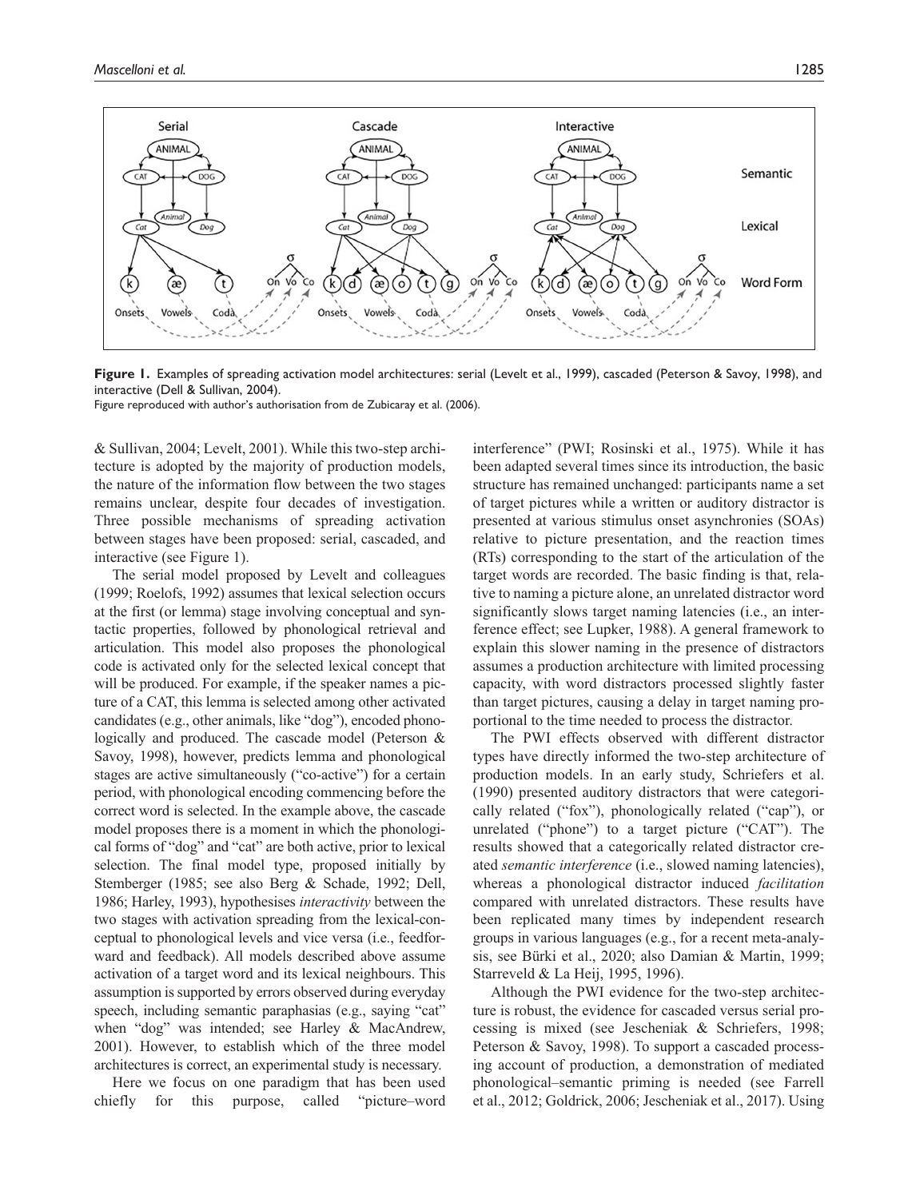**Figure 1.** Examples of spreading activation model architectures: serial (Levelt et al., 1999), cascaded (Peterson & Savoy, 1998), and interactive (Dell & Sullivan, 2004).
Figure reproduced with author's authorisation from de Zubicaray et al. (2006).

& Sullivan, 2004; Levelt, 2001). While this two-step architecture is adopted by the majority of production models, the nature of the information flow between the two stages remains unclear, despite four decades of investigation. Three possible mechanisms of spreading activation between stages have been proposed: serial, cascaded, and interactive (see Figure 1).

The serial model proposed by Levelt and colleagues (1999; Roelofs, 1992) assumes that lexical selection occurs at the first (or lemma) stage involving conceptual and syntactic properties, followed by phonological retrieval and articulation. This model also proposes the phonological code is activated only for the selected lexical concept that will be produced. For example, if the speaker names a picture of a CAT, this lemma is selected among other activated candidates (e.g., other animals, like "dog"), encoded phonologically and produced. The cascade model (Peterson & Savoy, 1998), however, predicts lemma and phonological stages are active simultaneously ("co-active") for a certain period, with phonological encoding commencing before the correct word is selected. In the example above, the cascade model proposes there is a moment in which the phonological forms of "dog" and "cat" are both active, prior to lexical selection. The final model type, proposed initially by Stemberger (1985; see also Berg & Schade, 1992; Dell, 1986; Harley, 1993), hypothesises *interactivity* between the two stages with activation spreading from the lexical-conceptual to phonological levels and vice versa (i.e., feedforward and feedback). All models described above assume activation of a target word and its lexical neighbours. This assumption is supported by errors observed during everyday speech, including semantic paraphasias (e.g., saying "cat" when "dog" was intended; see Harley & MacAndrew, 2001). However, to establish which of the three model architectures is correct, an experimental study is necessary.

Here we focus on one paradigm that has been used chiefly for this purpose, called "picture–word interference" (PWI; Rosinski et al., 1975). While it has been adapted several times since its introduction, the basic structure has remained unchanged: participants name a set of target pictures while a written or auditory distractor is presented at various stimulus onset asynchronies (SOAs) relative to picture presentation, and the reaction times (RTs) corresponding to the start of the articulation of the target words are recorded. The basic finding is that, relative to naming a picture alone, an unrelated distractor word significantly slows target naming latencies (i.e., an interference effect; see Lupker, 1988). A general framework to explain this slower naming in the presence of distractors assumes a production architecture with limited processing capacity, with word distractors processed slightly faster than target pictures, causing a delay in target naming proportional to the time needed to process the distractor.

The PWI effects observed with different distractor types have directly informed the two-step architecture of production models. In an early study, Schriefers et al. (1990) presented auditory distractors that were categorically related ("fox"), phonologically related ("cap"), or unrelated ("phone") to a target picture ("CAT"). The results showed that a categorically related distractor created *semantic interference* (i.e., slowed naming latencies), whereas a phonological distractor induced *facilitation* compared with unrelated distractors. These results have been replicated many times by independent research groups in various languages (e.g., for a recent meta-analysis, see Bürki et al., 2020; also Damian & Martin, 1999; Starreveld & La Heij, 1995, 1996).

Although the PWI evidence for the two-step architecture is robust, the evidence for cascaded versus serial processing is mixed (see Jescheniak & Schriefers, 1998; Peterson & Savoy, 1998). To support a cascaded processing account of production, a demonstration of mediated phonological–semantic priming is needed (see Farrell et al., 2012; Goldrick, 2006; Jescheniak et al., 2017). Using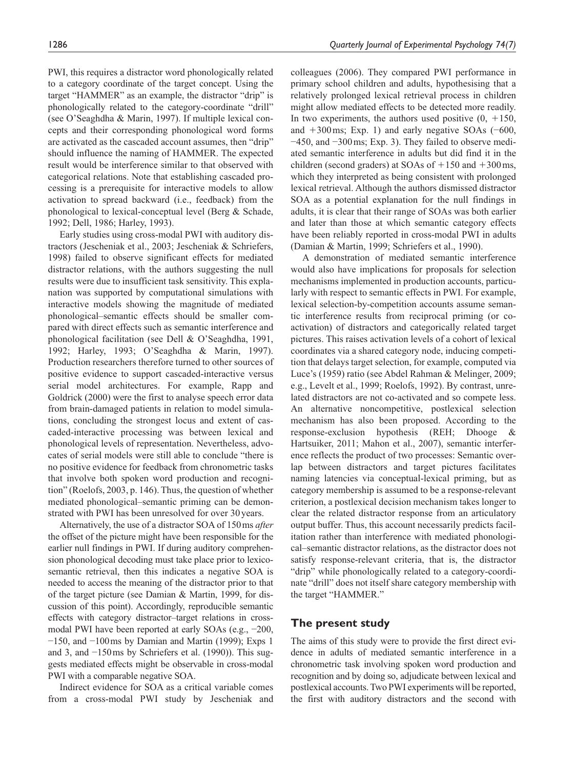PWI, this requires a distractor word phonologically related to a category coordinate of the target concept. Using the target "HAMMER" as an example, the distractor "drip" is phonologically related to the category-coordinate "drill" (see O'Seaghdha & Marin, 1997). If multiple lexical concepts and their corresponding phonological word forms are activated as the cascaded account assumes, then "drip" should influence the naming of HAMMER. The expected result would be interference similar to that observed with categorical relations. Note that establishing cascaded processing is a prerequisite for interactive models to allow activation to spread backward (i.e., feedback) from the phonological to lexical-conceptual level (Berg & Schade, 1992; Dell, 1986; Harley, 1993).

Early studies using cross-modal PWI with auditory distractors (Jescheniak et al., 2003; Jescheniak & Schriefers, 1998) failed to observe significant effects for mediated distractor relations, with the authors suggesting the null results were due to insufficient task sensitivity. This explanation was supported by computational simulations with interactive models showing the magnitude of mediated phonological–semantic effects should be smaller compared with direct effects such as semantic interference and phonological facilitation (see Dell & O'Seaghdha, 1991, 1992; Harley, 1993; O'Seaghdha & Marin, 1997). Production researchers therefore turned to other sources of positive evidence to support cascaded-interactive versus serial model architectures. For example, Rapp and Goldrick (2000) were the first to analyse speech error data from brain-damaged patients in relation to model simulations, concluding the strongest locus and extent of cascaded-interactive processing was between lexical and phonological levels of representation. Nevertheless, advocates of serial models were still able to conclude "there is no positive evidence for feedback from chronometric tasks that involve both spoken word production and recognition" (Roelofs, 2003, p. 146). Thus, the question of whether mediated phonological–semantic priming can be demonstrated with PWI has been unresolved for over 30 years.

Alternatively, the use of a distractor SOA of 150 ms *after* the offset of the picture might have been responsible for the earlier null findings in PWI. If during auditory comprehension phonological decoding must take place prior to lexico-semantic retrieval, then this indicates a negative SOA is needed to access the meaning of the distractor prior to that of the target picture (see Damian & Martin, 1999, for discussion of this point). Accordingly, reproducible semantic effects with category distractor–target relations in cross-modal PWI have been reported at early SOAs (e.g., −200, −150, and −100 ms by Damian and Martin (1999); Exps 1 and 3, and −150 ms by Schriefers et al. (1990)). This suggests mediated effects might be observable in cross-modal PWI with a comparable negative SOA.

Indirect evidence for SOA as a critical variable comes from a cross-modal PWI study by Jescheniak and colleagues (2006). They compared PWI performance in primary school children and adults, hypothesising that a relatively prolonged lexical retrieval process in children might allow mediated effects to be detected more readily. In two experiments, the authors used positive (0, +150, and +300 ms; Exp. 1) and early negative SOAs (−600, −450, and −300 ms; Exp. 3). They failed to observe mediated semantic interference in adults but did find it in the children (second graders) at SOAs of +150 and +300 ms, which they interpreted as being consistent with prolonged lexical retrieval. Although the authors dismissed distractor SOA as a potential explanation for the null findings in adults, it is clear that their range of SOAs was both earlier and later than those at which semantic category effects have been reliably reported in cross-modal PWI in adults (Damian & Martin, 1999; Schriefers et al., 1990).

A demonstration of mediated semantic interference would also have implications for proposals for selection mechanisms implemented in production accounts, particularly with respect to semantic effects in PWI. For example, lexical selection-by-competition accounts assume semantic interference results from reciprocal priming (or co-activation) of distractors and categorically related target pictures. This raises activation levels of a cohort of lexical coordinates via a shared category node, inducing competition that delays target selection, for example, computed via Luce's (1959) ratio (see Abdel Rahman & Melinger, 2009; e.g., Levelt et al., 1999; Roelofs, 1992). By contrast, unrelated distractors are not co-activated and so compete less. An alternative noncompetitive, postlexical selection mechanism has also been proposed. According to the response-exclusion hypothesis (REH; Dhooge & Hartsuiker, 2011; Mahon et al., 2007), semantic interference reflects the product of two processes: Semantic overlap between distractors and target pictures facilitates naming latencies via conceptual-lexical priming, but as category membership is assumed to be a response-relevant criterion, a postlexical decision mechanism takes longer to clear the related distractor response from an articulatory output buffer. Thus, this account necessarily predicts facilitation rather than interference with mediated phonological–semantic distractor relations, as the distractor does not satisfy response-relevant criteria, that is, the distractor "drip" while phonologically related to a category-coordinate "drill" does not itself share category membership with the target "HAMMER."

## The present study

The aims of this study were to provide the first direct evidence in adults of mediated semantic interference in a chronometric task involving spoken word production and recognition and by doing so, adjudicate between lexical and postlexical accounts. Two PWI experiments will be reported, the first with auditory distractors and the second with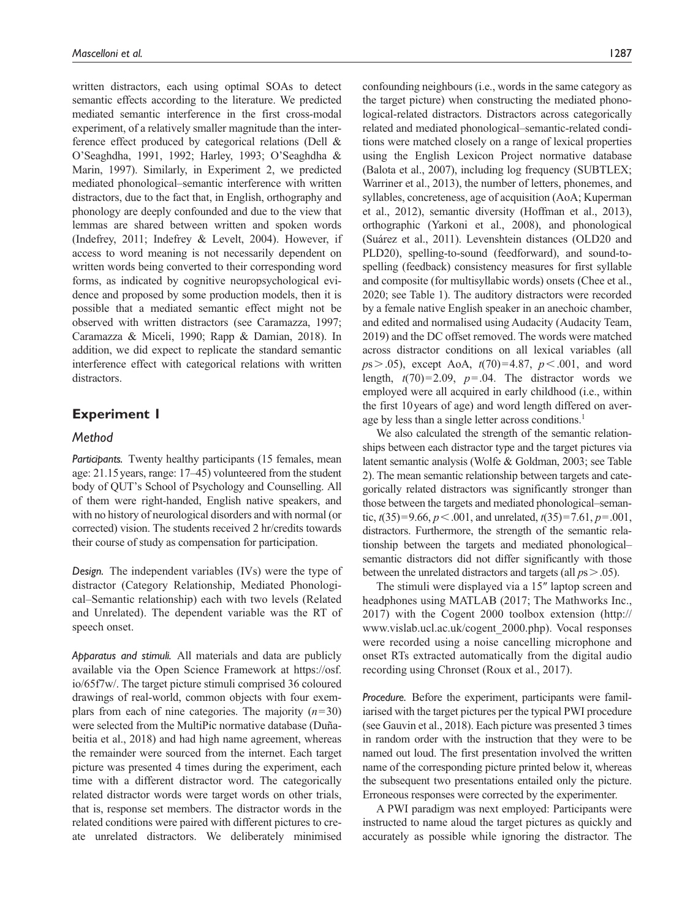written distractors, each using optimal SOAs to detect semantic effects according to the literature. We predicted mediated semantic interference in the first cross-modal experiment, of a relatively smaller magnitude than the interference effect produced by categorical relations (Dell & O'Seaghdha, 1991, 1992; Harley, 1993; O'Seaghdha & Marin, 1997). Similarly, in Experiment 2, we predicted mediated phonological–semantic interference with written distractors, due to the fact that, in English, orthography and phonology are deeply confounded and due to the view that lemmas are shared between written and spoken words (Indefrey, 2011; Indefrey & Levelt, 2004). However, if access to word meaning is not necessarily dependent on written words being converted to their corresponding word forms, as indicated by cognitive neuropsychological evidence and proposed by some production models, then it is possible that a mediated semantic effect might not be observed with written distractors (see Caramazza, 1997; Caramazza & Miceli, 1990; Rapp & Damian, 2018). In addition, we did expect to replicate the standard semantic interference effect with categorical relations with written distractors.

## Experiment 1

### Method

*Participants.* Twenty healthy participants (15 females, mean age: 21.15 years, range: 17–45) volunteered from the student body of QUT's School of Psychology and Counselling. All of them were right-handed, English native speakers, and with no history of neurological disorders and with normal (or corrected) vision. The students received 2 hr/credits towards their course of study as compensation for participation.

*Design.* The independent variables (IVs) were the type of distractor (Category Relationship, Mediated Phonological–Semantic relationship) each with two levels (Related and Unrelated). The dependent variable was the RT of speech onset.

*Apparatus and stimuli.* All materials and data are publicly available via the Open Science Framework at https://osf.io/65f7w/. The target picture stimuli comprised 36 coloured drawings of real-world, common objects with four exemplars from each of nine categories. The majority ($n=30$) were selected from the MultiPic normative database (Duñabeitia et al., 2018) and had high name agreement, whereas the remainder were sourced from the internet. Each target picture was presented 4 times during the experiment, each time with a different distractor word. The categorically related distractor words were target words on other trials, that is, response set members. The distractor words in the related conditions were paired with different pictures to create unrelated distractors. We deliberately minimised confounding neighbours (i.e., words in the same category as the target picture) when constructing the mediated phonological-related distractors. Distractors across categorically related and mediated phonological–semantic-related conditions were matched closely on a range of lexical properties using the English Lexicon Project normative database (Balota et al., 2007), including log frequency (SUBTLEX; Warriner et al., 2013), the number of letters, phonemes, and syllables, concreteness, age of acquisition (AoA; Kuperman et al., 2012), semantic diversity (Hoffman et al., 2013), orthographic (Yarkoni et al., 2008), and phonological (Suárez et al., 2011). Levenshtein distances (OLD20 and PLD20), spelling-to-sound (feedforward), and sound-to-spelling (feedback) consistency measures for first syllable and composite (for multisyllabic words) onsets (Chee et al., 2020; see Table 1). The auditory distractors were recorded by a female native English speaker in an anechoic chamber, and edited and normalised using Audacity (Audacity Team, 2019) and the DC offset removed. The words were matched across distractor conditions on all lexical variables (all $ps > .05$), except AoA, $t(70)=4.87$, $p<.001$, and word length, $t(70)=2.09$, $p=.04$. The distractor words we employed were all acquired in early childhood (i.e., within the first 10 years of age) and word length differed on average by less than a single letter across conditions.[1]

We also calculated the strength of the semantic relationships between each distractor type and the target pictures via latent semantic analysis (Wolfe & Goldman, 2003; see Table 2). The mean semantic relationship between targets and categorically related distractors was significantly stronger than those between the targets and mediated phonological–semantic, $t(35)=9.66$, $p<.001$, and unrelated, $t(35)=7.61$, $p=.001$, distractors. Furthermore, the strength of the semantic relationship between the targets and mediated phonological–semantic distractors did not differ significantly with those between the unrelated distractors and targets (all $ps > .05$).

The stimuli were displayed via a 15″ laptop screen and headphones using MATLAB (2017; The Mathworks Inc., 2017) with the Cogent 2000 toolbox extension (http://www.vislab.ucl.ac.uk/cogent_2000.php). Vocal responses were recorded using a noise cancelling microphone and onset RTs extracted automatically from the digital audio recording using Chronset (Roux et al., 2017).

*Procedure.* Before the experiment, participants were familiarised with the target pictures per the typical PWI procedure (see Gauvin et al., 2018). Each picture was presented 3 times in random order with the instruction that they were to be named out loud. The first presentation involved the written name of the corresponding picture printed below it, whereas the subsequent two presentations entailed only the picture. Erroneous responses were corrected by the experimenter.

A PWI paradigm was next employed: Participants were instructed to name aloud the target pictures as quickly and accurately as possible while ignoring the distractor. The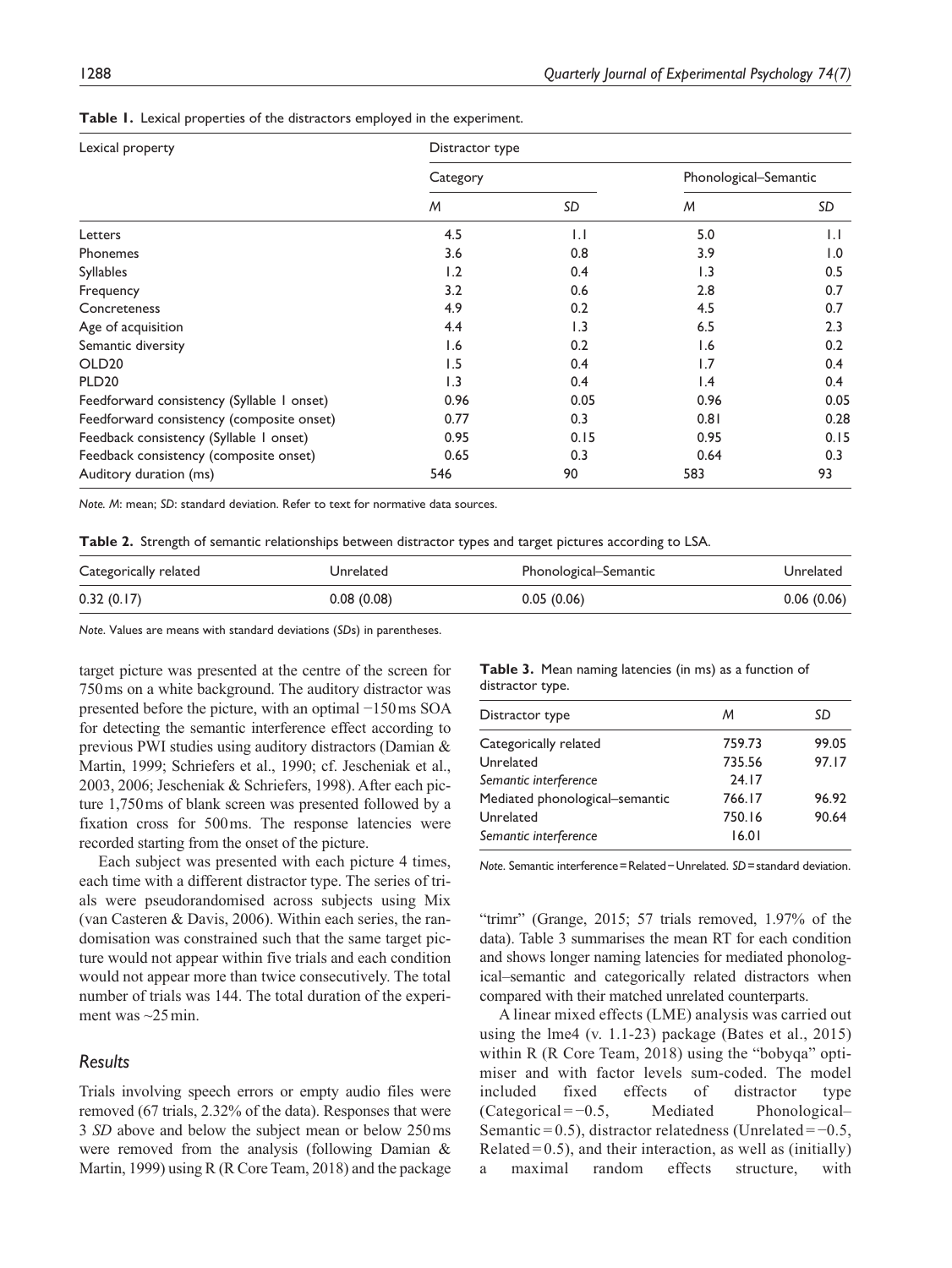**Table 1.** Lexical properties of the distractors employed in the experiment.

| Lexical property | Distractor type | | | |
|---|---|---|---|---|
| | Category | | Phonological–Semantic | |
| | *M* | *SD* | *M* | *SD* |
| Letters | 4.5 | 1.1 | 5.0 | 1.1 |
| Phonemes | 3.6 | 0.8 | 3.9 | 1.0 |
| Syllables | 1.2 | 0.4 | 1.3 | 0.5 |
| Frequency | 3.2 | 0.6 | 2.8 | 0.7 |
| Concreteness | 4.9 | 0.2 | 4.5 | 0.7 |
| Age of acquisition | 4.4 | 1.3 | 6.5 | 2.3 |
| Semantic diversity | 1.6 | 0.2 | 1.6 | 0.2 |
| OLD20 | 1.5 | 0.4 | 1.7 | 0.4 |
| PLD20 | 1.3 | 0.4 | 1.4 | 0.4 |
| Feedforward consistency (Syllable 1 onset) | 0.96 | 0.05 | 0.96 | 0.05 |
| Feedforward consistency (composite onset) | 0.77 | 0.3 | 0.81 | 0.28 |
| Feedback consistency (Syllable 1 onset) | 0.95 | 0.15 | 0.95 | 0.15 |
| Feedback consistency (composite onset) | 0.65 | 0.3 | 0.64 | 0.3 |
| Auditory duration (ms) | 546 | 90 | 583 | 93 |

*Note. M*: mean; *SD*: standard deviation. Refer to text for normative data sources.

**Table 2.** Strength of semantic relationships between distractor types and target pictures according to LSA.

| Categorically related | Unrelated | Phonological–Semantic | Unrelated |
|---|---|---|---|
| 0.32 (0.17) | 0.08 (0.08) | 0.05 (0.06) | 0.06 (0.06) |

*Note*. Values are means with standard deviations (*SD*s) in parentheses.

target picture was presented at the centre of the screen for 750 ms on a white background. The auditory distractor was presented before the picture, with an optimal −150 ms SOA for detecting the semantic interference effect according to previous PWI studies using auditory distractors (Damian & Martin, 1999; Schriefers et al., 1990; cf. Jescheniak et al., 2003, 2006; Jescheniak & Schriefers, 1998). After each picture 1,750 ms of blank screen was presented followed by a fixation cross for 500 ms. The response latencies were recorded starting from the onset of the picture.

Each subject was presented with each picture 4 times, each time with a different distractor type. The series of trials were pseudorandomised across subjects using Mix (van Casteren & Davis, 2006). Within each series, the randomisation was constrained such that the same target picture would not appear within five trials and each condition would not appear more than twice consecutively. The total number of trials was 144. The total duration of the experiment was ~25 min.

## *Results*

Trials involving speech errors or empty audio files were removed (67 trials, 2.32% of the data). Responses that were 3 *SD* above and below the subject mean or below 250 ms were removed from the analysis (following Damian & Martin, 1999) using R (R Core Team, 2018) and the package "trimr" (Grange, 2015; 57 trials removed, 1.97% of the data). Table 3 summarises the mean RT for each condition and shows longer naming latencies for mediated phonological–semantic and categorically related distractors when compared with their matched unrelated counterparts.

**Table 3.** Mean naming latencies (in ms) as a function of distractor type.

| Distractor type | *M* | *SD* |
|---|---|---|
| Categorically related | 759.73 | 99.05 |
| Unrelated | 735.56 | 97.17 |
| *Semantic interference* | 24.17 | |
| Mediated phonological–semantic | 766.17 | 96.92 |
| Unrelated | 750.16 | 90.64 |
| *Semantic interference* | 16.01 | |

*Note*. Semantic interference = Related − Unrelated. *SD* = standard deviation.

A linear mixed effects (LME) analysis was carried out using the lme4 (v. 1.1-23) package (Bates et al., 2015) within R (R Core Team, 2018) using the "bobyqa" optimiser and with factor levels sum-coded. The model included fixed effects of distractor type (Categorical = −0.5, Mediated Phonological–Semantic = 0.5), distractor relatedness (Unrelated = −0.5, Related = 0.5), and their interaction, as well as (initially) a maximal random effects structure, with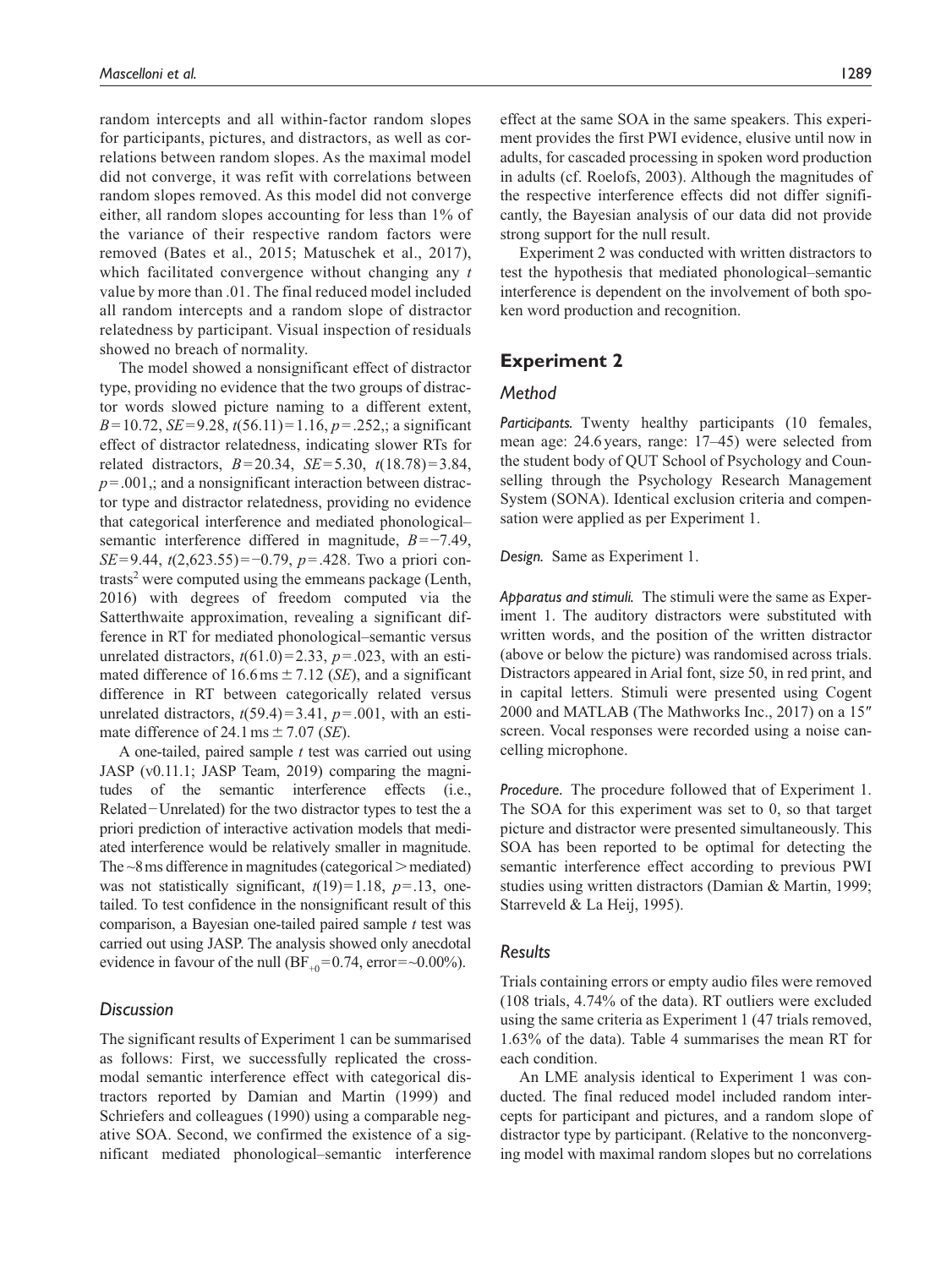random intercepts and all within-factor random slopes for participants, pictures, and distractors, as well as correlations between random slopes. As the maximal model did not converge, it was refit with correlations between random slopes removed. As this model did not converge either, all random slopes accounting for less than 1% of the variance of their respective random factors were removed (Bates et al., 2015; Matuschek et al., 2017), which facilitated convergence without changing any *t* value by more than .01. The final reduced model included all random intercepts and a random slope of distractor relatedness by participant. Visual inspection of residuals showed no breach of normality.

The model showed a nonsignificant effect of distractor type, providing no evidence that the two groups of distractor words slowed picture naming to a different extent, $B = 10.72$, $SE = 9.28$, $t(56.11) = 1.16$, $p = .252$,; a significant effect of distractor relatedness, indicating slower RTs for related distractors, $B = 20.34$, $SE = 5.30$, $t(18.78) = 3.84$, $p = .001$,; and a nonsignificant interaction between distractor type and distractor relatedness, providing no evidence that categorical interference and mediated phonological–semantic interference differed in magnitude, $B = -7.49$, $SE = 9.44$, $t(2{,}623.55) = -0.79$, $p = .428$. Two a priori contrasts[2] were computed using the emmeans package (Lenth, 2016) with degrees of freedom computed via the Satterthwaite approximation, revealing a significant difference in RT for mediated phonological–semantic versus unrelated distractors, $t(61.0) = 2.33$, $p = .023$, with an estimated difference of $16.6\,\text{ms} \pm 7.12$ (*SE*), and a significant difference in RT between categorically related versus unrelated distractors, $t(59.4) = 3.41$, $p = .001$, with an estimate difference of $24.1\,\text{ms} \pm 7.07$ (*SE*).

A one-tailed, paired sample *t* test was carried out using JASP (v0.11.1; JASP Team, 2019) comparing the magnitudes of the semantic interference effects (i.e., Related − Unrelated) for the two distractor types to test the a priori prediction of interactive activation models that mediated interference would be relatively smaller in magnitude. The ~8 ms difference in magnitudes (categorical > mediated) was not statistically significant, $t(19) = 1.18$, $p = .13$, one-tailed. To test confidence in the nonsignificant result of this comparison, a Bayesian one-tailed paired sample *t* test was carried out using JASP. The analysis showed only anecdotal evidence in favour of the null ($BF_{+0} = 0.74$, error = ~0.00%).

### Discussion

The significant results of Experiment 1 can be summarised as follows: First, we successfully replicated the cross-modal semantic interference effect with categorical distractors reported by Damian and Martin (1999) and Schriefers and colleagues (1990) using a comparable negative SOA. Second, we confirmed the existence of a significant mediated phonological–semantic interference effect at the same SOA in the same speakers. This experiment provides the first PWI evidence, elusive until now in adults, for cascaded processing in spoken word production in adults (cf. Roelofs, 2003). Although the magnitudes of the respective interference effects did not differ significantly, the Bayesian analysis of our data did not provide strong support for the null result.

Experiment 2 was conducted with written distractors to test the hypothesis that mediated phonological–semantic interference is dependent on the involvement of both spoken word production and recognition.

## Experiment 2

### Method

*Participants.* Twenty healthy participants (10 females, mean age: 24.6 years, range: 17–45) were selected from the student body of QUT School of Psychology and Counselling through the Psychology Research Management System (SONA). Identical exclusion criteria and compensation were applied as per Experiment 1.

*Design.* Same as Experiment 1.

*Apparatus and stimuli.* The stimuli were the same as Experiment 1. The auditory distractors were substituted with written words, and the position of the written distractor (above or below the picture) was randomised across trials. Distractors appeared in Arial font, size 50, in red print, and in capital letters. Stimuli were presented using Cogent 2000 and MATLAB (The Mathworks Inc., 2017) on a 15″ screen. Vocal responses were recorded using a noise cancelling microphone.

*Procedure.* The procedure followed that of Experiment 1. The SOA for this experiment was set to 0, so that target picture and distractor were presented simultaneously. This SOA has been reported to be optimal for detecting the semantic interference effect according to previous PWI studies using written distractors (Damian & Martin, 1999; Starreveld & La Heij, 1995).

### Results

Trials containing errors or empty audio files were removed (108 trials, 4.74% of the data). RT outliers were excluded using the same criteria as Experiment 1 (47 trials removed, 1.63% of the data). Table 4 summarises the mean RT for each condition.

An LME analysis identical to Experiment 1 was conducted. The final reduced model included random intercepts for participant and pictures, and a random slope of distractor type by participant. (Relative to the nonconverging model with maximal random slopes but no correlations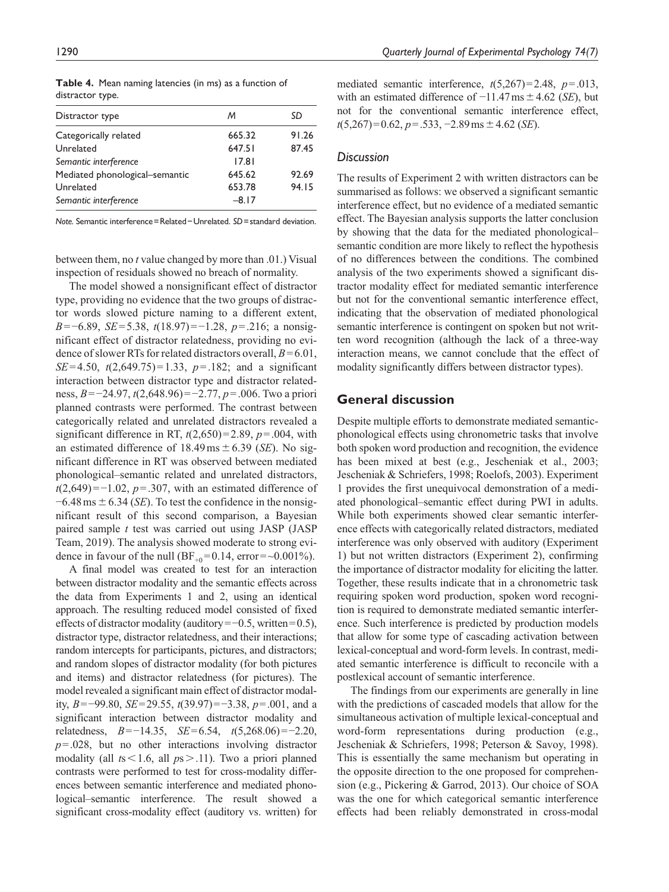**Table 4.** Mean naming latencies (in ms) as a function of distractor type.

| Distractor type | *M* | *SD* |
|---|---|---|
| Categorically related | 665.32 | 91.26 |
| Unrelated | 647.51 | 87.45 |
| *Semantic interference* | 17.81 | |
| Mediated phonological–semantic | 645.62 | 92.69 |
| Unrelated | 653.78 | 94.15 |
| *Semantic interference* | −8.17 | |

*Note.* Semantic interference = Related − Unrelated. *SD* = standard deviation.

between them, no *t* value changed by more than .01.) Visual inspection of residuals showed no breach of normality.

The model showed a nonsignificant effect of distractor type, providing no evidence that the two groups of distractor words slowed picture naming to a different extent, $B = -6.89$, $SE = 5.38$, $t(18.97) = -1.28$, $p = .216$; a nonsignificant effect of distractor relatedness, providing no evidence of slower RTs for related distractors overall, $B = 6.01$, $SE = 4.50$, $t(2,649.75) = 1.33$, $p = .182$; and a significant interaction between distractor type and distractor relatedness, $B = -24.97$, $t(2,648.96) = -2.77$, $p = .006$. Two a priori planned contrasts were performed. The contrast between categorically related and unrelated distractors revealed a significant difference in RT, $t(2,650) = 2.89$, $p = .004$, with an estimated difference of $18.49\,\text{ms} \pm 6.39$ (*SE*). No significant difference in RT was observed between mediated phonological–semantic related and unrelated distractors, $t(2,649) = -1.02$, $p = .307$, with an estimated difference of $-6.48\,\text{ms} \pm 6.34$ (*SE*). To test the confidence in the nonsignificant result of this second comparison, a Bayesian paired sample *t* test was carried out using JASP (JASP Team, 2019). The analysis showed moderate to strong evidence in favour of the null ($BF_{+0} = 0.14$, error = ~0.001%).

A final model was created to test for an interaction between distractor modality and the semantic effects across the data from Experiments 1 and 2, using an identical approach. The resulting reduced model consisted of fixed effects of distractor modality (auditory = −0.5, written = 0.5), distractor type, distractor relatedness, and their interactions; random intercepts for participants, pictures, and distractors; and random slopes of distractor modality (for both pictures and items) and distractor relatedness (for pictures). The model revealed a significant main effect of distractor modality, $B = -99.80$, $SE = 29.55$, $t(39.97) = -3.38$, $p = .001$, and a significant interaction between distractor modality and relatedness, $B = -14.35$, $SE = 6.54$, $t(5,268.06) = -2.20$, $p = .028$, but no other interactions involving distractor modality (all $ts < 1.6$, all $ps > .11$). Two a priori planned contrasts were performed to test for cross-modality differences between semantic interference and mediated phonological–semantic interference. The result showed a significant cross-modality effect (auditory vs. written) for mediated semantic interference, $t(5,267) = 2.48$, $p = .013$, with an estimated difference of $-11.47\,\text{ms} \pm 4.62$ (*SE*), but not for the conventional semantic interference effect, $t(5,267) = 0.62$, $p = .533$, $-2.89\,\text{ms} \pm 4.62$ (*SE*).

### *Discussion*

The results of Experiment 2 with written distractors can be summarised as follows: we observed a significant semantic interference effect, but no evidence of a mediated semantic effect. The Bayesian analysis supports the latter conclusion by showing that the data for the mediated phonological–semantic condition are more likely to reflect the hypothesis of no differences between the conditions. The combined analysis of the two experiments showed a significant distractor modality effect for mediated semantic interference but not for the conventional semantic interference effect, indicating that the observation of mediated phonological semantic interference is contingent on spoken but not written word recognition (although the lack of a three-way interaction means, we cannot conclude that the effect of modality significantly differs between distractor types).

## General discussion

Despite multiple efforts to demonstrate mediated semantic-phonological effects using chronometric tasks that involve both spoken word production and recognition, the evidence has been mixed at best (e.g., Jescheniak et al., 2003; Jescheniak & Schriefers, 1998; Roelofs, 2003). Experiment 1 provides the first unequivocal demonstration of a mediated phonological–semantic effect during PWI in adults. While both experiments showed clear semantic interference effects with categorically related distractors, mediated interference was only observed with auditory (Experiment 1) but not written distractors (Experiment 2), confirming the importance of distractor modality for eliciting the latter. Together, these results indicate that in a chronometric task requiring spoken word production, spoken word recognition is required to demonstrate mediated semantic interference. Such interference is predicted by production models that allow for some type of cascading activation between lexical-conceptual and word-form levels. In contrast, mediated semantic interference is difficult to reconcile with a postlexical account of semantic interference.

The findings from our experiments are generally in line with the predictions of cascaded models that allow for the simultaneous activation of multiple lexical-conceptual and word-form representations during production (e.g., Jescheniak & Schriefers, 1998; Peterson & Savoy, 1998). This is essentially the same mechanism but operating in the opposite direction to the one proposed for comprehension (e.g., Pickering & Garrod, 2013). Our choice of SOA was the one for which categorical semantic interference effects had been reliably demonstrated in cross-modal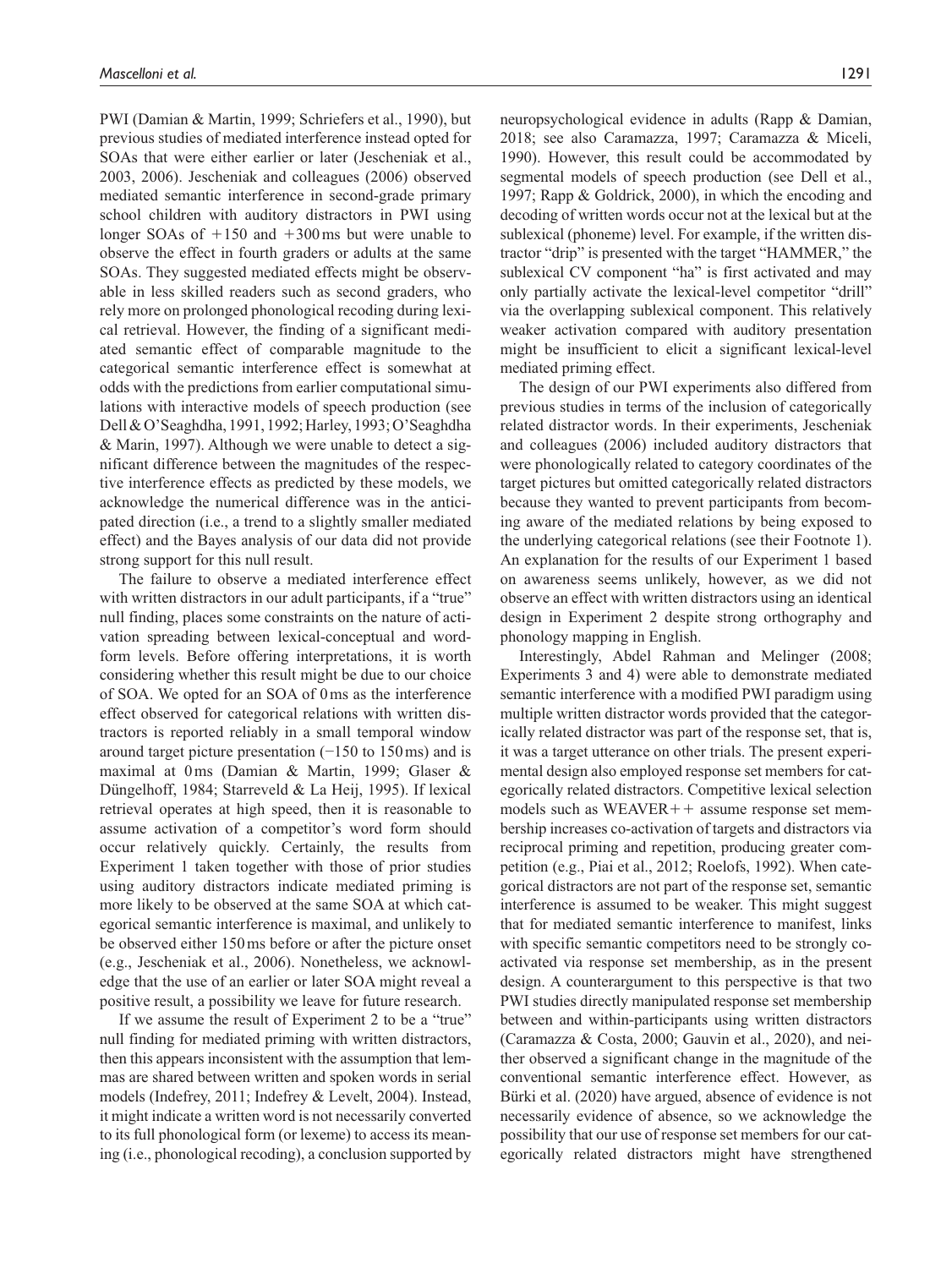PWI (Damian & Martin, 1999; Schriefers et al., 1990), but previous studies of mediated interference instead opted for SOAs that were either earlier or later (Jescheniak et al., 2003, 2006). Jescheniak and colleagues (2006) observed mediated semantic interference in second-grade primary school children with auditory distractors in PWI using longer SOAs of +150 and +300 ms but were unable to observe the effect in fourth graders or adults at the same SOAs. They suggested mediated effects might be observable in less skilled readers such as second graders, who rely more on prolonged phonological recoding during lexical retrieval. However, the finding of a significant mediated semantic effect of comparable magnitude to the categorical semantic interference effect is somewhat at odds with the predictions from earlier computational simulations with interactive models of speech production (see Dell & O'Seaghdha, 1991, 1992; Harley, 1993; O'Seaghdha & Marin, 1997). Although we were unable to detect a significant difference between the magnitudes of the respective interference effects as predicted by these models, we acknowledge the numerical difference was in the anticipated direction (i.e., a trend to a slightly smaller mediated effect) and the Bayes analysis of our data did not provide strong support for this null result.

The failure to observe a mediated interference effect with written distractors in our adult participants, if a "true" null finding, places some constraints on the nature of activation spreading between lexical-conceptual and word-form levels. Before offering interpretations, it is worth considering whether this result might be due to our choice of SOA. We opted for an SOA of 0 ms as the interference effect observed for categorical relations with written distractors is reported reliably in a small temporal window around target picture presentation (−150 to 150 ms) and is maximal at 0 ms (Damian & Martin, 1999; Glaser & Düngelhoff, 1984; Starreveld & La Heij, 1995). If lexical retrieval operates at high speed, then it is reasonable to assume activation of a competitor's word form should occur relatively quickly. Certainly, the results from Experiment 1 taken together with those of prior studies using auditory distractors indicate mediated priming is more likely to be observed at the same SOA at which categorical semantic interference is maximal, and unlikely to be observed either 150 ms before or after the picture onset (e.g., Jescheniak et al., 2006). Nonetheless, we acknowledge that the use of an earlier or later SOA might reveal a positive result, a possibility we leave for future research.

If we assume the result of Experiment 2 to be a "true" null finding for mediated priming with written distractors, then this appears inconsistent with the assumption that lemmas are shared between written and spoken words in serial models (Indefrey, 2011; Indefrey & Levelt, 2004). Instead, it might indicate a written word is not necessarily converted to its full phonological form (or lexeme) to access its meaning (i.e., phonological recoding), a conclusion supported by neuropsychological evidence in adults (Rapp & Damian, 2018; see also Caramazza, 1997; Caramazza & Miceli, 1990). However, this result could be accommodated by segmental models of speech production (see Dell et al., 1997; Rapp & Goldrick, 2000), in which the encoding and decoding of written words occur not at the lexical but at the sublexical (phoneme) level. For example, if the written distractor "drip" is presented with the target "HAMMER," the sublexical CV component "ha" is first activated and may only partially activate the lexical-level competitor "drill" via the overlapping sublexical component. This relatively weaker activation compared with auditory presentation might be insufficient to elicit a significant lexical-level mediated priming effect.

The design of our PWI experiments also differed from previous studies in terms of the inclusion of categorically related distractor words. In their experiments, Jescheniak and colleagues (2006) included auditory distractors that were phonologically related to category coordinates of the target pictures but omitted categorically related distractors because they wanted to prevent participants from becoming aware of the mediated relations by being exposed to the underlying categorical relations (see their Footnote 1). An explanation for the results of our Experiment 1 based on awareness seems unlikely, however, as we did not observe an effect with written distractors using an identical design in Experiment 2 despite strong orthography and phonology mapping in English.

Interestingly, Abdel Rahman and Melinger (2008; Experiments 3 and 4) were able to demonstrate mediated semantic interference with a modified PWI paradigm using multiple written distractor words provided that the categorically related distractor was part of the response set, that is, it was a target utterance on other trials. The present experimental design also employed response set members for categorically related distractors. Competitive lexical selection models such as WEAVER++ assume response set membership increases co-activation of targets and distractors via reciprocal priming and repetition, producing greater competition (e.g., Piai et al., 2012; Roelofs, 1992). When categorical distractors are not part of the response set, semantic interference is assumed to be weaker. This might suggest that for mediated semantic interference to manifest, links with specific semantic competitors need to be strongly co-activated via response set membership, as in the present design. A counterargument to this perspective is that two PWI studies directly manipulated response set membership between and within-participants using written distractors (Caramazza & Costa, 2000; Gauvin et al., 2020), and neither observed a significant change in the magnitude of the conventional semantic interference effect. However, as Bürki et al. (2020) have argued, absence of evidence is not necessarily evidence of absence, so we acknowledge the possibility that our use of response set members for our categorically related distractors might have strengthened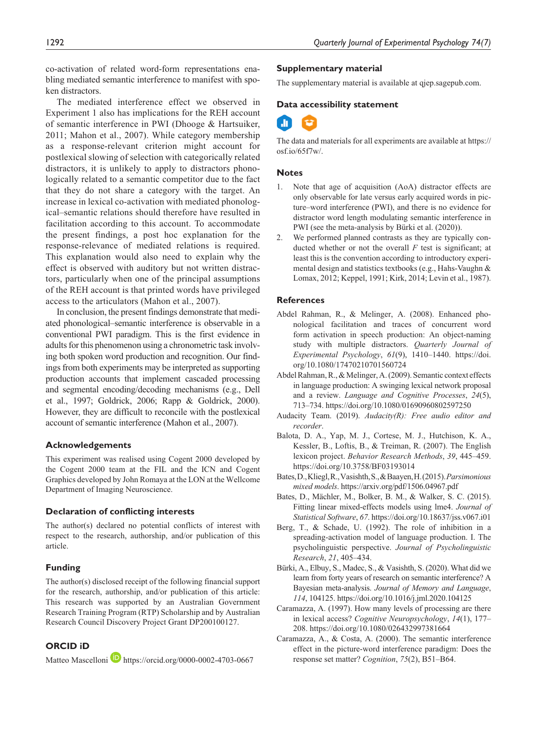co-activation of related word-form representations enabling mediated semantic interference to manifest with spoken distractors.

The mediated interference effect we observed in Experiment 1 also has implications for the REH account of semantic interference in PWI (Dhooge & Hartsuiker, 2011; Mahon et al., 2007). While category membership as a response-relevant criterion might account for postlexical slowing of selection with categorically related distractors, it is unlikely to apply to distractors phonologically related to a semantic competitor due to the fact that they do not share a category with the target. An increase in lexical co-activation with mediated phonological–semantic relations should therefore have resulted in facilitation according to this account. To accommodate the present findings, a post hoc explanation for the response-relevance of mediated relations is required. This explanation would also need to explain why the effect is observed with auditory but not written distractors, particularly when one of the principal assumptions of the REH account is that printed words have privileged access to the articulators (Mahon et al., 2007).

In conclusion, the present findings demonstrate that mediated phonological–semantic interference is observable in a conventional PWI paradigm. This is the first evidence in adults for this phenomenon using a chronometric task involving both spoken word production and recognition. Our findings from both experiments may be interpreted as supporting production accounts that implement cascaded processing and segmental encoding/decoding mechanisms (e.g., Dell et al., 1997; Goldrick, 2006; Rapp & Goldrick, 2000). However, they are difficult to reconcile with the postlexical account of semantic interference (Mahon et al., 2007).

## Acknowledgements

This experiment was realised using Cogent 2000 developed by the Cogent 2000 team at the FIL and the ICN and Cogent Graphics developed by John Romaya at the LON at the Wellcome Department of Imaging Neuroscience.

## Declaration of conflicting interests

The author(s) declared no potential conflicts of interest with respect to the research, authorship, and/or publication of this article.

## Funding

The author(s) disclosed receipt of the following financial support for the research, authorship, and/or publication of this article: This research was supported by an Australian Government Research Training Program (RTP) Scholarship and by Australian Research Council Discovery Project Grant DP200100127.

## ORCID iD

Matteo Mascelloni https://orcid.org/0000-0002-4703-0667

## Supplementary material

The supplementary material is available at qjep.sagepub.com.

## Data accessibility statement

The data and materials for all experiments are available at https://osf.io/65f7w/.

## Notes

1. Note that age of acquisition (AoA) distractor effects are only observable for late versus early acquired words in picture–word interference (PWI), and there is no evidence for distractor word length modulating semantic interference in PWI (see the meta-analysis by Bürki et al. (2020)).
2. We performed planned contrasts as they are typically conducted whether or not the overall *F* test is significant; at least this is the convention according to introductory experimental design and statistics textbooks (e.g., Hahs-Vaughn & Lomax, 2012; Keppel, 1991; Kirk, 2014; Levin et al., 1987).

## References

Abdel Rahman, R., & Melinger, A. (2008). Enhanced phonological facilitation and traces of concurrent word form activation in speech production: An object-naming study with multiple distractors. *Quarterly Journal of Experimental Psychology*, *61*(9), 1410–1440. https://doi.org/10.1080/17470210701560724

Abdel Rahman, R., & Melinger, A. (2009). Semantic context effects in language production: A swinging lexical network proposal and a review. *Language and Cognitive Processes*, *24*(5), 713–734. https://doi.org/10.1080/01690960802597250

Audacity Team. (2019). *Audacity(R): Free audio editor and recorder*.

Balota, D. A., Yap, M. J., Cortese, M. J., Hutchison, K. A., Kessler, B., Loftis, B., & Treiman, R. (2007). The English lexicon project. *Behavior Research Methods*, *39*, 445–459. https://doi.org/10.3758/BF03193014

Bates, D., Kliegl, R., Vasishth, S., & Baayen, H. (2015). *Parsimonious mixed models*. https://arxiv.org/pdf/1506.04967.pdf

Bates, D., Mächler, M., Bolker, B. M., & Walker, S. C. (2015). Fitting linear mixed-effects models using lme4. *Journal of Statistical Software*, *67*. https://doi.org/10.18637/jss.v067.i01

Berg, T., & Schade, U. (1992). The role of inhibition in a spreading-activation model of language production. I. The psycholinguistic perspective. *Journal of Psycholinguistic Research*, *21*, 405–434.

Bürki, A., Elbuy, S., Madec, S., & Vasishth, S. (2020). What did we learn from forty years of research on semantic interference? A Bayesian meta-analysis. *Journal of Memory and Language*, *114*, 104125. https://doi.org/10.1016/j.jml.2020.104125

Caramazza, A. (1997). How many levels of processing are there in lexical access? *Cognitive Neuropsychology*, *14*(1), 177–208. https://doi.org/10.1080/026432997381664

Caramazza, A., & Costa, A. (2000). The semantic interference effect in the picture-word interference paradigm: Does the response set matter? *Cognition*, *75*(2), B51–B64.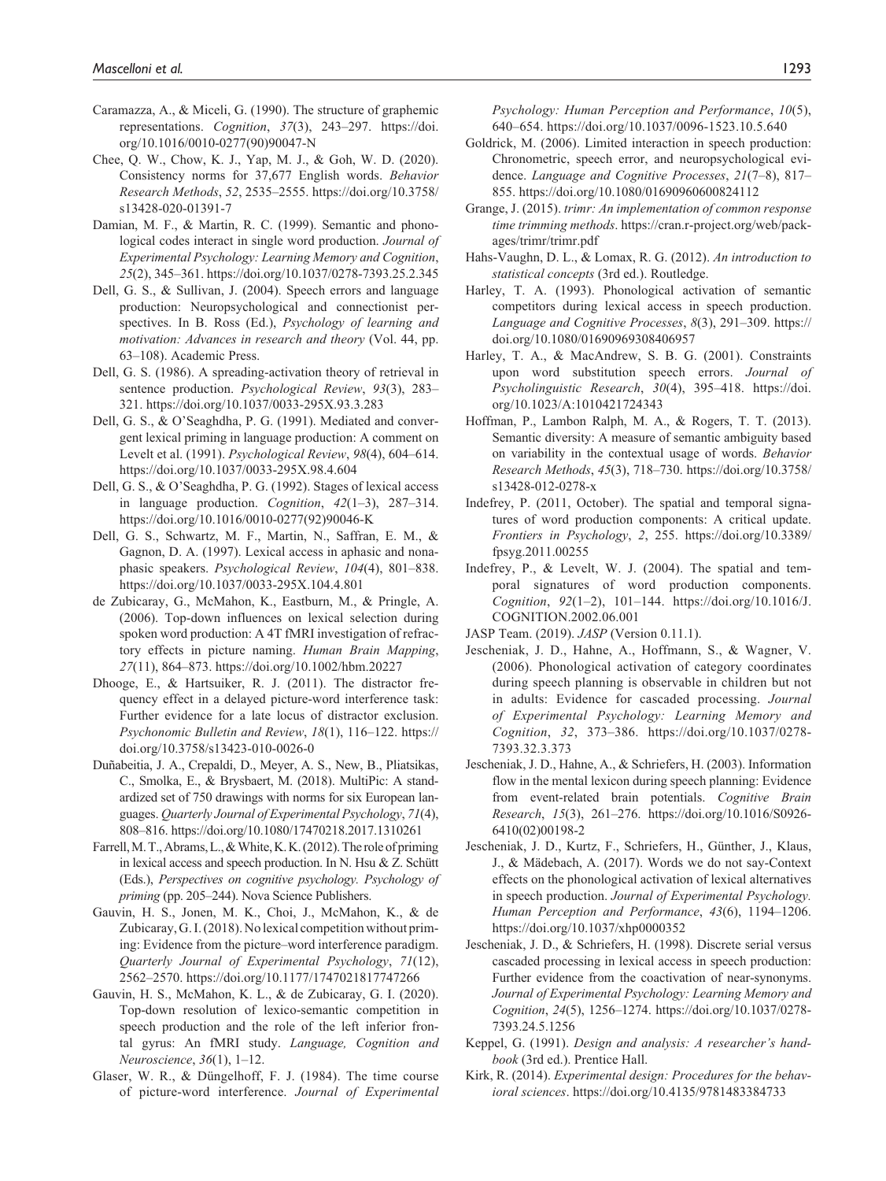Caramazza, A., & Miceli, G. (1990). The structure of graphemic representations. *Cognition*, *37*(3), 243–297. https://doi.org/10.1016/0010-0277(90)90047-N

Chee, Q. W., Chow, K. J., Yap, M. J., & Goh, W. D. (2020). Consistency norms for 37,677 English words. *Behavior Research Methods*, *52*, 2535–2555. https://doi.org/10.3758/s13428-020-01391-7

Damian, M. F., & Martin, R. C. (1999). Semantic and phonological codes interact in single word production. *Journal of Experimental Psychology: Learning Memory and Cognition*, *25*(2), 345–361. https://doi.org/10.1037/0278-7393.25.2.345

Dell, G. S., & Sullivan, J. (2004). Speech errors and language production: Neuropsychological and connectionist perspectives. In B. Ross (Ed.), *Psychology of learning and motivation: Advances in research and theory* (Vol. 44, pp. 63–108). Academic Press.

Dell, G. S. (1986). A spreading-activation theory of retrieval in sentence production. *Psychological Review*, *93*(3), 283–321. https://doi.org/10.1037/0033-295X.93.3.283

Dell, G. S., & O'Seaghdha, P. G. (1991). Mediated and convergent lexical priming in language production: A comment on Levelt et al. (1991). *Psychological Review*, *98*(4), 604–614. https://doi.org/10.1037/0033-295X.98.4.604

Dell, G. S., & O'Seaghdha, P. G. (1992). Stages of lexical access in language production. *Cognition*, *42*(1–3), 287–314. https://doi.org/10.1016/0010-0277(92)90046-K

Dell, G. S., Schwartz, M. F., Martin, N., Saffran, E. M., & Gagnon, D. A. (1997). Lexical access in aphasic and nonaphasic speakers. *Psychological Review*, *104*(4), 801–838. https://doi.org/10.1037/0033-295X.104.4.801

de Zubicaray, G., McMahon, K., Eastburn, M., & Pringle, A. (2006). Top-down influences on lexical selection during spoken word production: A 4T fMRI investigation of refractory effects in picture naming. *Human Brain Mapping*, *27*(11), 864–873. https://doi.org/10.1002/hbm.20227

Dhooge, E., & Hartsuiker, R. J. (2011). The distractor frequency effect in a delayed picture-word interference task: Further evidence for a late locus of distractor exclusion. *Psychonomic Bulletin and Review*, *18*(1), 116–122. https://doi.org/10.3758/s13423-010-0026-0

Duñabeitia, J. A., Crepaldi, D., Meyer, A. S., New, B., Pliatsikas, C., Smolka, E., & Brysbaert, M. (2018). MultiPic: A standardized set of 750 drawings with norms for six European languages. *Quarterly Journal of Experimental Psychology*, *71*(4), 808–816. https://doi.org/10.1080/17470218.2017.1310261

Farrell, M. T., Abrams, L., & White, K. K. (2012). The role of priming in lexical access and speech production. In N. Hsu & Z. Schütt (Eds.), *Perspectives on cognitive psychology. Psychology of priming* (pp. 205–244). Nova Science Publishers.

Gauvin, H. S., Jonen, M. K., Choi, J., McMahon, K., & de Zubicaray, G. I. (2018). No lexical competition without priming: Evidence from the picture–word interference paradigm. *Quarterly Journal of Experimental Psychology*, *71*(12), 2562–2570. https://doi.org/10.1177/1747021817747266

Gauvin, H. S., McMahon, K. L., & de Zubicaray, G. I. (2020). Top-down resolution of lexico-semantic competition in speech production and the role of the left inferior frontal gyrus: An fMRI study. *Language, Cognition and Neuroscience*, *36*(1), 1–12.

Glaser, W. R., & Düngelhoff, F. J. (1984). The time course of picture-word interference. *Journal of Experimental Psychology: Human Perception and Performance*, *10*(5), 640–654. https://doi.org/10.1037/0096-1523.10.5.640

Goldrick, M. (2006). Limited interaction in speech production: Chronometric, speech error, and neuropsychological evidence. *Language and Cognitive Processes*, *21*(7–8), 817–855. https://doi.org/10.1080/01690960600824112

Grange, J. (2015). *trimr: An implementation of common response time trimming methods*. https://cran.r-project.org/web/packages/trimr/trimr.pdf

Hahs-Vaughn, D. L., & Lomax, R. G. (2012). *An introduction to statistical concepts* (3rd ed.). Routledge.

Harley, T. A. (1993). Phonological activation of semantic competitors during lexical access in speech production. *Language and Cognitive Processes*, *8*(3), 291–309. https://doi.org/10.1080/01690969308406957

Harley, T. A., & MacAndrew, S. B. G. (2001). Constraints upon word substitution speech errors. *Journal of Psycholinguistic Research*, *30*(4), 395–418. https://doi.org/10.1023/A:1010421724343

Hoffman, P., Lambon Ralph, M. A., & Rogers, T. T. (2013). Semantic diversity: A measure of semantic ambiguity based on variability in the contextual usage of words. *Behavior Research Methods*, *45*(3), 718–730. https://doi.org/10.3758/s13428-012-0278-x

Indefrey, P. (2011, October). The spatial and temporal signatures of word production components: A critical update. *Frontiers in Psychology*, *2*, 255. https://doi.org/10.3389/fpsyg.2011.00255

Indefrey, P., & Levelt, W. J. (2004). The spatial and temporal signatures of word production components. *Cognition*, *92*(1–2), 101–144. https://doi.org/10.1016/J.COGNITION.2002.06.001

JASP Team. (2019). *JASP* (Version 0.11.1).

Jescheniak, J. D., Hahne, A., Hoffmann, S., & Wagner, V. (2006). Phonological activation of category coordinates during speech planning is observable in children but not in adults: Evidence for cascaded processing. *Journal of Experimental Psychology: Learning Memory and Cognition*, *32*, 373–386. https://doi.org/10.1037/0278-7393.32.3.373

Jescheniak, J. D., Hahne, A., & Schriefers, H. (2003). Information flow in the mental lexicon during speech planning: Evidence from event-related brain potentials. *Cognitive Brain Research*, *15*(3), 261–276. https://doi.org/10.1016/S0926-6410(02)00198-2

Jescheniak, J. D., Kurtz, F., Schriefers, H., Günther, J., Klaus, J., & Mädebach, A. (2017). Words we do not say-Context effects on the phonological activation of lexical alternatives in speech production. *Journal of Experimental Psychology. Human Perception and Performance*, *43*(6), 1194–1206. https://doi.org/10.1037/xhp0000352

Jescheniak, J. D., & Schriefers, H. (1998). Discrete serial versus cascaded processing in lexical access in speech production: Further evidence from the coactivation of near-synonyms. *Journal of Experimental Psychology: Learning Memory and Cognition*, *24*(5), 1256–1274. https://doi.org/10.1037/0278-7393.24.5.1256

Keppel, G. (1991). *Design and analysis: A researcher's handbook* (3rd ed.). Prentice Hall.

Kirk, R. (2014). *Experimental design: Procedures for the behavioral sciences*. https://doi.org/10.4135/9781483384733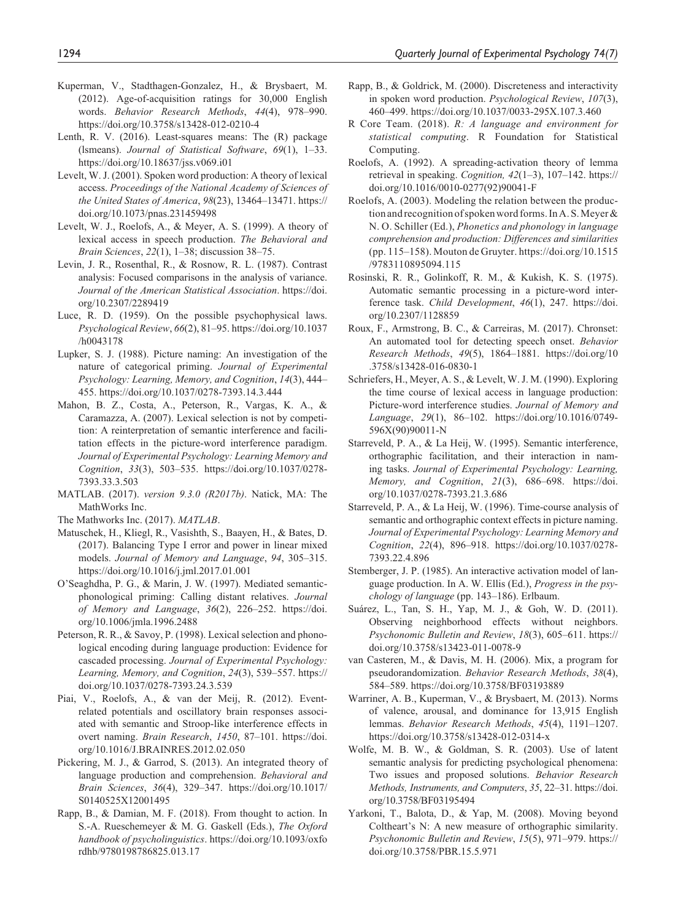Kuperman, V., Stadthagen-Gonzalez, H., & Brysbaert, M. (2012). Age-of-acquisition ratings for 30,000 English words. *Behavior Research Methods*, *44*(4), 978–990. https://doi.org/10.3758/s13428-012-0210-4

Lenth, R. V. (2016). Least-squares means: The (R) package (lsmeans). *Journal of Statistical Software*, *69*(1), 1–33. https://doi.org/10.18637/jss.v069.i01

Levelt, W. J. (2001). Spoken word production: A theory of lexical access. *Proceedings of the National Academy of Sciences of the United States of America*, *98*(23), 13464–13471. https://doi.org/10.1073/pnas.231459498

Levelt, W. J., Roelofs, A., & Meyer, A. S. (1999). A theory of lexical access in speech production. *The Behavioral and Brain Sciences*, *22*(1), 1–38; discussion 38–75.

Levin, J. R., Rosenthal, R., & Rosnow, R. L. (1987). Contrast analysis: Focused comparisons in the analysis of variance. *Journal of the American Statistical Association*. https://doi.org/10.2307/2289419

Luce, R. D. (1959). On the possible psychophysical laws. *Psychological Review*, *66*(2), 81–95. https://doi.org/10.1037/h0043178

Lupker, S. J. (1988). Picture naming: An investigation of the nature of categorical priming. *Journal of Experimental Psychology: Learning, Memory, and Cognition*, *14*(3), 444–455. https://doi.org/10.1037/0278-7393.14.3.444

Mahon, B. Z., Costa, A., Peterson, R., Vargas, K. A., & Caramazza, A. (2007). Lexical selection is not by competition: A reinterpretation of semantic interference and facilitation effects in the picture-word interference paradigm. *Journal of Experimental Psychology: Learning Memory and Cognition*, *33*(3), 503–535. https://doi.org/10.1037/0278-7393.33.3.503

MATLAB. (2017). *version 9.3.0 (R2017b)*. Natick, MA: The MathWorks Inc.

The Mathworks Inc. (2017). *MATLAB*.

Matuschek, H., Kliegl, R., Vasishth, S., Baayen, H., & Bates, D. (2017). Balancing Type I error and power in linear mixed models. *Journal of Memory and Language*, *94*, 305–315. https://doi.org/10.1016/j.jml.2017.01.001

O'Seaghdha, P. G., & Marin, J. W. (1997). Mediated semantic-phonological priming: Calling distant relatives. *Journal of Memory and Language*, *36*(2), 226–252. https://doi.org/10.1006/jmla.1996.2488

Peterson, R. R., & Savoy, P. (1998). Lexical selection and phonological encoding during language production: Evidence for cascaded processing. *Journal of Experimental Psychology: Learning, Memory, and Cognition*, *24*(3), 539–557. https://doi.org/10.1037/0278-7393.24.3.539

Piai, V., Roelofs, A., & van der Meij, R. (2012). Event-related potentials and oscillatory brain responses associated with semantic and Stroop-like interference effects in overt naming. *Brain Research*, *1450*, 87–101. https://doi.org/10.1016/J.BRAINRES.2012.02.050

Pickering, M. J., & Garrod, S. (2013). An integrated theory of language production and comprehension. *Behavioral and Brain Sciences*, *36*(4), 329–347. https://doi.org/10.1017/S0140525X12001495

Rapp, B., & Damian, M. F. (2018). From thought to action. In S.-A. Rueschemeyer & M. G. Gaskell (Eds.), *The Oxford handbook of psycholinguistics*. https://doi.org/10.1093/oxfordhb/9780198786825.013.17

Rapp, B., & Goldrick, M. (2000). Discreteness and interactivity in spoken word production. *Psychological Review*, *107*(3), 460–499. https://doi.org/10.1037/0033-295X.107.3.460

R Core Team. (2018). *R: A language and environment for statistical computing*. R Foundation for Statistical Computing.

Roelofs, A. (1992). A spreading-activation theory of lemma retrieval in speaking. *Cognition, 42*(1–3), 107–142. https://doi.org/10.1016/0010-0277(92)90041-F

Roelofs, A. (2003). Modeling the relation between the production and recognition of spoken word forms. In A. S. Meyer & N. O. Schiller (Ed.), *Phonetics and phonology in language comprehension and production: Differences and similarities* (pp. 115–158). Mouton de Gruyter. https://doi.org/10.1515/9783110895094.115

Rosinski, R. R., Golinkoff, R. M., & Kukish, K. S. (1975). Automatic semantic processing in a picture-word interference task. *Child Development*, *46*(1), 247. https://doi.org/10.2307/1128859

Roux, F., Armstrong, B. C., & Carreiras, M. (2017). Chronset: An automated tool for detecting speech onset. *Behavior Research Methods*, *49*(5), 1864–1881. https://doi.org/10.3758/s13428-016-0830-1

Schriefers, H., Meyer, A. S., & Levelt, W. J. M. (1990). Exploring the time course of lexical access in language production: Picture-word interference studies. *Journal of Memory and Language*, *29*(1), 86–102. https://doi.org/10.1016/0749-596X(90)90011-N

Starreveld, P. A., & La Heij, W. (1995). Semantic interference, orthographic facilitation, and their interaction in naming tasks. *Journal of Experimental Psychology: Learning, Memory, and Cognition*, *21*(3), 686–698. https://doi.org/10.1037/0278-7393.21.3.686

Starreveld, P. A., & La Heij, W. (1996). Time-course analysis of semantic and orthographic context effects in picture naming. *Journal of Experimental Psychology: Learning Memory and Cognition*, *22*(4), 896–918. https://doi.org/10.1037/0278-7393.22.4.896

Stemberger, J. P. (1985). An interactive activation model of language production. In A. W. Ellis (Ed.), *Progress in the psychology of language* (pp. 143–186). Erlbaum.

Suárez, L., Tan, S. H., Yap, M. J., & Goh, W. D. (2011). Observing neighborhood effects without neighbors. *Psychonomic Bulletin and Review*, *18*(3), 605–611. https://doi.org/10.3758/s13423-011-0078-9

van Casteren, M., & Davis, M. H. (2006). Mix, a program for pseudorandomization. *Behavior Research Methods*, *38*(4), 584–589. https://doi.org/10.3758/BF03193889

Warriner, A. B., Kuperman, V., & Brysbaert, M. (2013). Norms of valence, arousal, and dominance for 13,915 English lemmas. *Behavior Research Methods*, *45*(4), 1191–1207. https://doi.org/10.3758/s13428-012-0314-x

Wolfe, M. B. W., & Goldman, S. R. (2003). Use of latent semantic analysis for predicting psychological phenomena: Two issues and proposed solutions. *Behavior Research Methods, Instruments, and Computers*, *35*, 22–31. https://doi.org/10.3758/BF03195494

Yarkoni, T., Balota, D., & Yap, M. (2008). Moving beyond Coltheart's N: A new measure of orthographic similarity. *Psychonomic Bulletin and Review*, *15*(5), 971–979. https://doi.org/10.3758/PBR.15.5.971